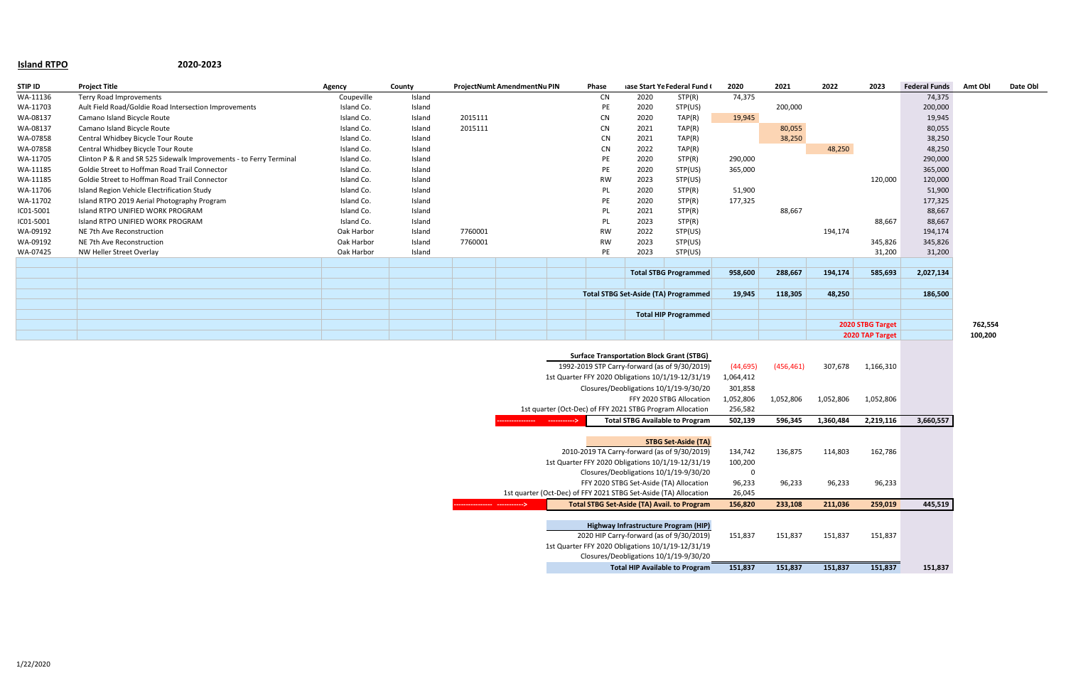**Island RTPO** 2020-2023

| STIP ID | Project Title | Agency | County | ProjectNumb | AmendmentNu | PIN | Phase | Phase Start Year | Federal Fund Code | 2020 | 2021 | 2022 | 2023 | Federal Funds | Amt Obl | Date Obl |
|---|---|---|---|---|---|---|---|---|---|---|---|---|---|---|---|---|
| WA-11136 | Terry Road Improvements | Coupeville | Island | | | | CN | 2020 | STP(R) | 74,375 | | | | 74,375 | | |
| WA-11703 | Ault Field Road/Goldie Road Intersection Improvements | Island Co. | Island | | | | PE | 2020 | STP(US) | | 200,000 | | | 200,000 | | |
| WA-08137 | Camano Island Bicycle Route | Island Co. | Island | 2015111 | | | CN | 2020 | TAP(R) | 19,945 | | | | 19,945 | | |
| WA-08137 | Camano Island Bicycle Route | Island Co. | Island | 2015111 | | | CN | 2021 | TAP(R) | | 80,055 | | | 80,055 | | |
| WA-07858 | Central Whidbey Bicycle Tour Route | Island Co. | Island | | | | CN | 2021 | TAP(R) | | 38,250 | | | 38,250 | | |
| WA-07858 | Central Whidbey Bicycle Tour Route | Island Co. | Island | | | | CN | 2022 | TAP(R) | | | 48,250 | | 48,250 | | |
| WA-11705 | Clinton P & R and SR 525 Sidewalk Improvements - to Ferry Terminal | Island Co. | Island | | | | PE | 2020 | STP(R) | 290,000 | | | | 290,000 | | |
| WA-11185 | Goldie Street to Hoffman Road Trail Connector | Island Co. | Island | | | | PE | 2020 | STP(US) | 365,000 | | | | 365,000 | | |
| WA-11185 | Goldie Street to Hoffman Road Trail Connector | Island Co. | Island | | | | RW | 2023 | STP(US) | | | | 120,000 | 120,000 | | |
| WA-11706 | Island Region Vehicle Electrification Study | Island Co. | Island | | | | PL | 2020 | STP(R) | 51,900 | | | | 51,900 | | |
| WA-11702 | Island RTPO 2019 Aerial Photography Program | Island Co. | Island | | | | PE | 2020 | STP(R) | 177,325 | | | | 177,325 | | |
| IC01-5001 | Island RTPO UNIFIED WORK PROGRAM | Island Co. | Island | | | | PL | 2021 | STP(R) | | 88,667 | | | 88,667 | | |
| IC01-5001 | Island RTPO UNIFIED WORK PROGRAM | Island Co. | Island | | | | PL | 2023 | STP(R) | | | | 88,667 | 88,667 | | |
| WA-09192 | NE 7th Ave Reconstruction | Oak Harbor | Island | 7760001 | | | RW | 2022 | STP(US) | | | 194,174 | | 194,174 | | |
| WA-09192 | NE 7th Ave Reconstruction | Oak Harbor | Island | 7760001 | | | RW | 2023 | STP(US) | | | | 345,826 | 345,826 | | |
| WA-07425 | NW Heller Street Overlay | Oak Harbor | Island | | | | PE | 2023 | STP(US) | | | | 31,200 | 31,200 | | |
| | | | | | | | | | **Total STBG Programmed** | **958,600** | **288,667** | **194,174** | **585,693** | **2,027,134** | | |
| | | | | | | | | | **Total STBG Set-Aside (TA) Programmed** | **19,945** | **118,305** | **48,250** | | **186,500** | | |
| | | | | | | | | | **Total HIP Programmed** | | | | | | | |
| | | | | | | | | | | | | | **2020 STBG Target** | | 762,554 | |
| | | | | | | | | | | | | | **2020 TAP Target** | | 100,200 | |

| | 2020 | 2021 | 2022 | 2023 | Total |
|---|---|---|---|---|---|
| **Surface Transportation Block Grant (STBG)** | | | | | |
| 1992-2019 STP Carry-forward (as of 9/30/2019) | (44,695) | (456,461) | 307,678 | 1,166,310 | |
| 1st Quarter FFY 2020 Obligations 10/1/19-12/31/19 | 1,064,412 | | | | |
| Closures/Deobligations 10/1/19-9/30/20 | 301,858 | | | | |
| FFY 2020 STBG Allocation | 1,052,806 | 1,052,806 | 1,052,806 | 1,052,806 | |
| 1st quarter (Oct-Dec) of FFY 2021 STBG Program Allocation | 256,582 | | | | |
| **Total STBG Available to Program** | **502,139** | **596,345** | **1,360,484** | **2,219,116** | **3,660,557** |
| **STBG Set-Aside (TA)** | | | | | |
| 2010-2019 TA Carry-forward (as of 9/30/2019) | 134,742 | 136,875 | 114,803 | 162,786 | |
| 1st Quarter FFY 2020 Obligations 10/1/19-12/31/19 | 100,200 | | | | |
| Closures/Deobligations 10/1/19-9/30/20 | 0 | | | | |
| FFY 2020 STBG Set-Aside (TA) Allocation | 96,233 | 96,233 | 96,233 | 96,233 | |
| 1st quarter (Oct-Dec) of FFY 2021 STBG Set-Aside (TA) Allocation | 26,045 | | | | |
| **Total STBG Set-Aside (TA) Avail. to Program** | **156,820** | **233,108** | **211,036** | **259,019** | **445,519** |
| **Highway Infrastructure Program (HIP)** | | | | | |
| 2020 HIP Carry-forward (as of 9/30/2019) | 151,837 | 151,837 | 151,837 | 151,837 | |
| 1st Quarter FFY 2020 Obligations 10/1/19-12/31/19 | | | | | |
| Closures/Deobligations 10/1/19-9/30/20 | | | | | |
| **Total HIP Available to Program** | **151,837** | **151,837** | **151,837** | **151,837** | **151,837** |

1/22/2020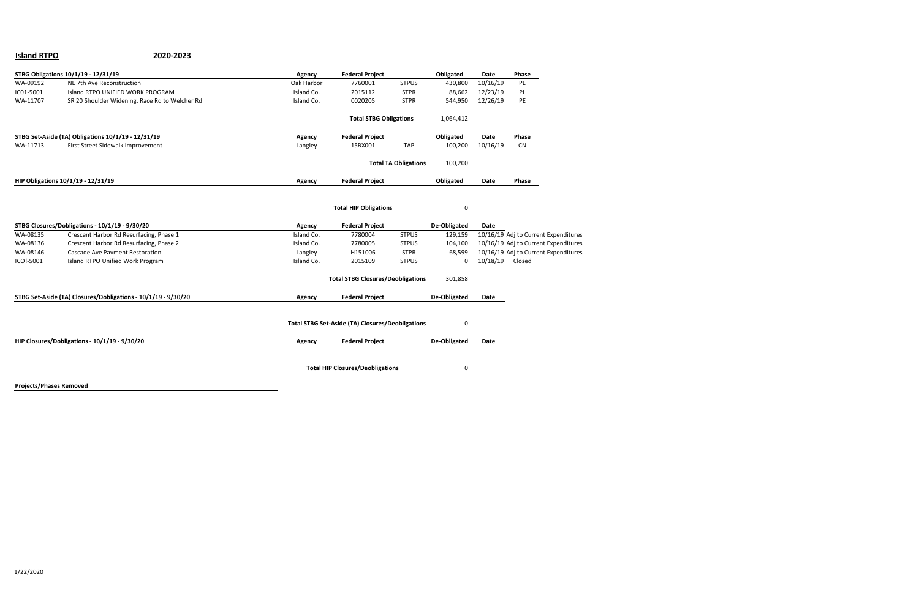**Island RTPO** 2020-2023

| STBG Obligations 10/1/19 - 12/31/19 | | Agency | Federal Project | | Obligated | Date | Phase |
|---|---|---|---|---|---|---|---|
| WA-09192 | NE 7th Ave Reconstruction | Oak Harbor | 7760001 | STPUS | 430,800 | 10/16/19 | PE |
| IC01-5001 | Island RTPO UNIFIED WORK PROGRAM | Island Co. | 2015112 | STPR | 88,662 | 12/23/19 | PL |
| WA-11707 | SR 20 Shoulder Widening, Race Rd to Welcher Rd | Island Co. | 0020205 | STPR | 544,950 | 12/26/19 | PE |
| | | | Total STBG Obligations | | 1,064,412 | | |

| STBG Set-Aside (TA) Obligations 10/1/19 - 12/31/19 | | Agency | Federal Project | | Obligated | Date | Phase |
|---|---|---|---|---|---|---|---|
| WA-11713 | First Street Sidewalk Improvement | Langley | 15BX001 | TAP | 100,200 | 10/16/19 | CN |
| | | | | Total TA Obligations | 100,200 | | |

| HIP Obligations 10/1/19 - 12/31/19 | | Agency | Federal Project | | Obligated | Date | Phase |
|---|---|---|---|---|---|---|---|
| | | | Total HIP Obligations | | 0 | | |

| STBG Closures/Dobligations - 10/1/19 - 9/30/20 | | Agency | Federal Project | | De-Obligated | Date | |
|---|---|---|---|---|---|---|---|
| WA-08135 | Crescent Harbor Rd Resurfacing, Phase 1 | Island Co. | 7780004 | STPUS | 129,159 | 10/16/19 | Adj to Current Expenditures |
| WA-08136 | Crescent Harbor Rd Resurfacing, Phase 2 | Island Co. | 7780005 | STPUS | 104,100 | 10/16/19 | Adj to Current Expenditures |
| WA-08146 | Cascade Ave Pavment Restoration | Langley | H151006 | STPR | 68,599 | 10/16/19 | Adj to Current Expenditures |
| ICO!-5001 | Island RTPO Unified Work Program | Island Co. | 2015109 | STPUS | 0 | 10/18/19 | Closed |
| | | | Total STBG Closures/Deobligations | | 301,858 | | |

| STBG Set-Aside (TA) Closures/Dobligations - 10/1/19 - 9/30/20 | | Agency | Federal Project | | De-Obligated | Date |
|---|---|---|---|---|---|---|
| | | Total STBG Set-Aside (TA) Closures/Deobligations | | | 0 | |

| HIP Closures/Dobligations - 10/1/19 - 9/30/20 | | Agency | Federal Project | | De-Obligated | Date |
|---|---|---|---|---|---|---|
| | | | Total HIP Closures/Deobligations | | 0 | |

**Projects/Phases Removed**

1/22/2020